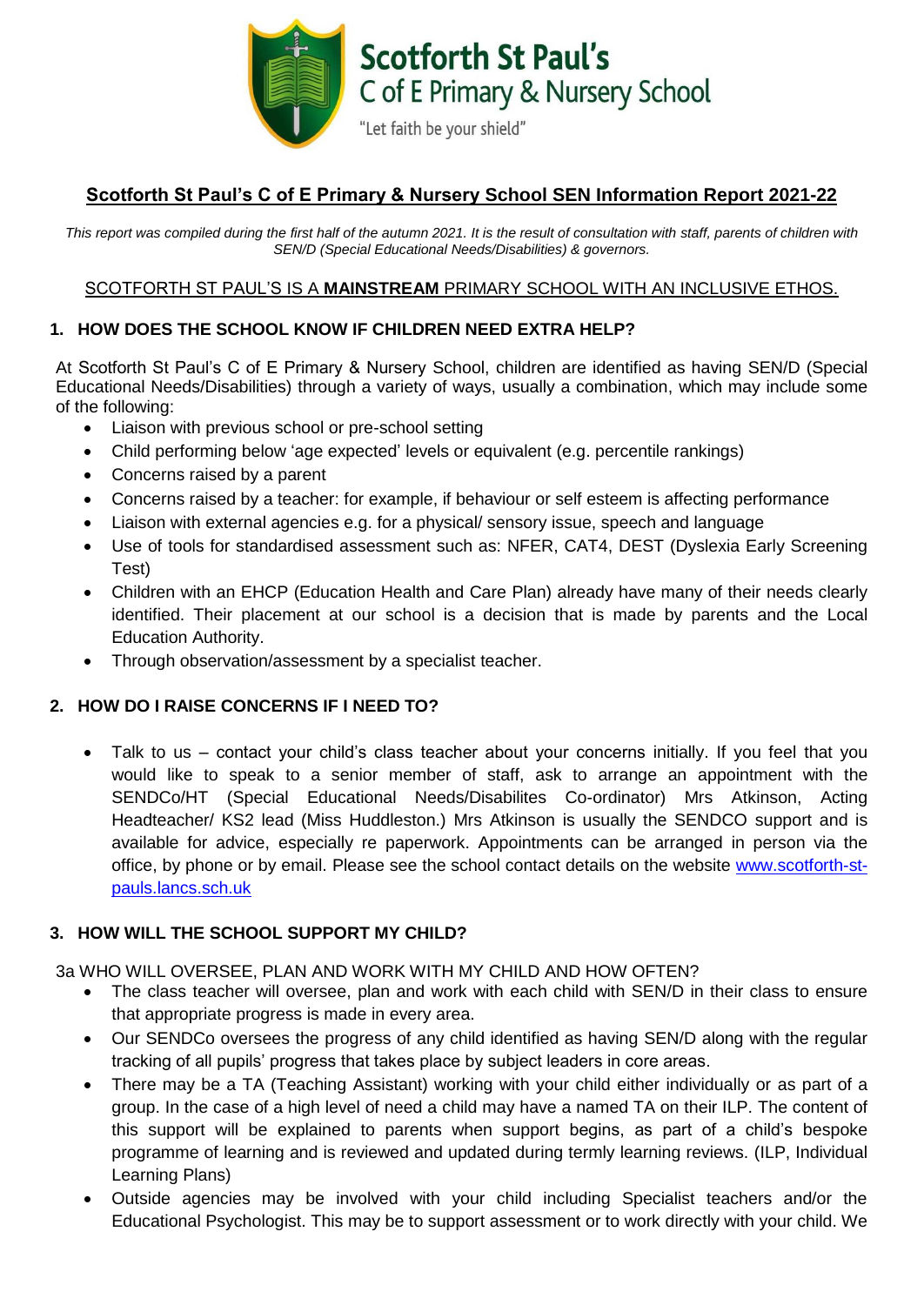Scotforth St Paul's
C of E Primary & Nursery School
"Let faith be your shield"

# Scotforth St Paul's C of E Primary & Nursery School SEN Information Report 2021-22

*This report was compiled during the first half of the autumn 2021. It is the result of consultation with staff, parents of children with SEN/D (Special Educational Needs/Disabilities) & governors.*

SCOTFORTH ST PAUL'S IS A **MAINSTREAM** PRIMARY SCHOOL WITH AN INCLUSIVE ETHOS.

## 1. HOW DOES THE SCHOOL KNOW IF CHILDREN NEED EXTRA HELP?

At Scotforth St Paul's C of E Primary & Nursery School, children are identified as having SEN/D (Special Educational Needs/Disabilities) through a variety of ways, usually a combination, which may include some of the following:

- Liaison with previous school or pre-school setting
- Child performing below 'age expected' levels or equivalent (e.g. percentile rankings)
- Concerns raised by a parent
- Concerns raised by a teacher: for example, if behaviour or self esteem is affecting performance
- Liaison with external agencies e.g. for a physical/ sensory issue, speech and language
- Use of tools for standardised assessment such as: NFER, CAT4, DEST (Dyslexia Early Screening Test)
- Children with an EHCP (Education Health and Care Plan) already have many of their needs clearly identified. Their placement at our school is a decision that is made by parents and the Local Education Authority.
- Through observation/assessment by a specialist teacher.

## 2. HOW DO I RAISE CONCERNS IF I NEED TO?

- Talk to us – contact your child's class teacher about your concerns initially. If you feel that you would like to speak to a senior member of staff, ask to arrange an appointment with the SENDCo/HT (Special Educational Needs/Disabilites Co-ordinator) Mrs Atkinson, Acting Headteacher/ KS2 lead (Miss Huddleston.) Mrs Atkinson is usually the SENDCO support and is available for advice, especially re paperwork. Appointments can be arranged in person via the office, by phone or by email. Please see the school contact details on the website www.scotforth-st-pauls.lancs.sch.uk

## 3. HOW WILL THE SCHOOL SUPPORT MY CHILD?

3a WHO WILL OVERSEE, PLAN AND WORK WITH MY CHILD AND HOW OFTEN?

- The class teacher will oversee, plan and work with each child with SEN/D in their class to ensure that appropriate progress is made in every area.
- Our SENDCo oversees the progress of any child identified as having SEN/D along with the regular tracking of all pupils' progress that takes place by subject leaders in core areas.
- There may be a TA (Teaching Assistant) working with your child either individually or as part of a group. In the case of a high level of need a child may have a named TA on their ILP. The content of this support will be explained to parents when support begins, as part of a child's bespoke programme of learning and is reviewed and updated during termly learning reviews. (ILP, Individual Learning Plans)
- Outside agencies may be involved with your child including Specialist teachers and/or the Educational Psychologist. This may be to support assessment or to work directly with your child. We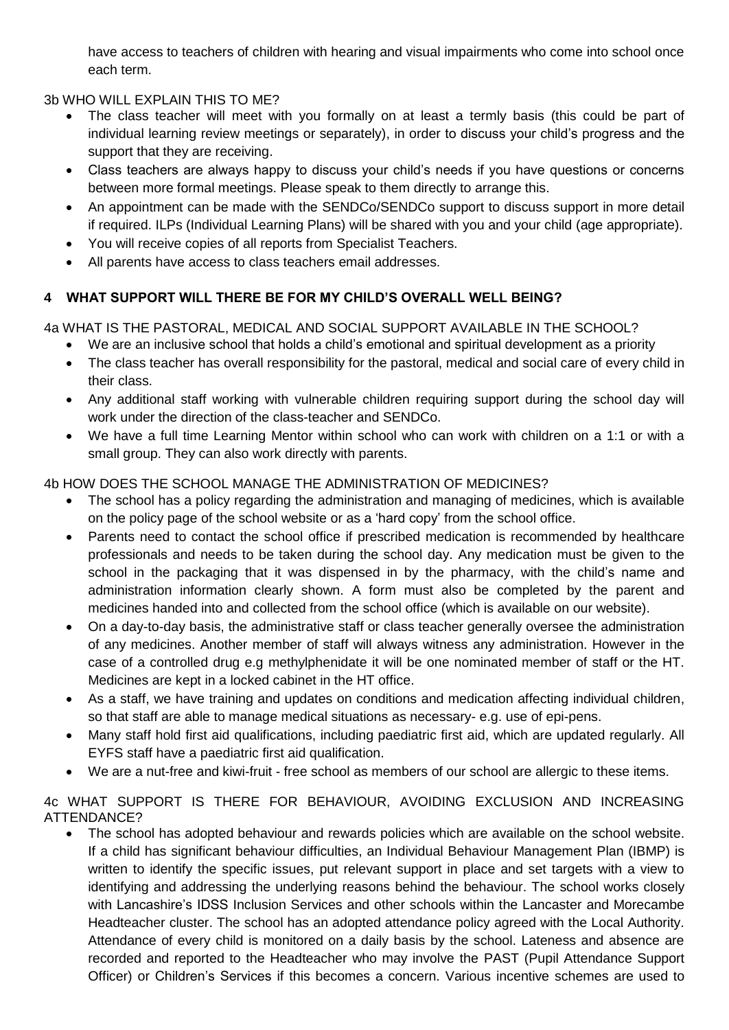have access to teachers of children with hearing and visual impairments who come into school once each term.

3b WHO WILL EXPLAIN THIS TO ME?

- The class teacher will meet with you formally on at least a termly basis (this could be part of individual learning review meetings or separately), in order to discuss your child's progress and the support that they are receiving.
- Class teachers are always happy to discuss your child's needs if you have questions or concerns between more formal meetings. Please speak to them directly to arrange this.
- An appointment can be made with the SENDCo/SENDCo support to discuss support in more detail if required. ILPs (Individual Learning Plans) will be shared with you and your child (age appropriate).
- You will receive copies of all reports from Specialist Teachers.
- All parents have access to class teachers email addresses.

## 4 WHAT SUPPORT WILL THERE BE FOR MY CHILD'S OVERALL WELL BEING?

4a WHAT IS THE PASTORAL, MEDICAL AND SOCIAL SUPPORT AVAILABLE IN THE SCHOOL?

- We are an inclusive school that holds a child's emotional and spiritual development as a priority
- The class teacher has overall responsibility for the pastoral, medical and social care of every child in their class.
- Any additional staff working with vulnerable children requiring support during the school day will work under the direction of the class-teacher and SENDCo.
- We have a full time Learning Mentor within school who can work with children on a 1:1 or with a small group. They can also work directly with parents.

4b HOW DOES THE SCHOOL MANAGE THE ADMINISTRATION OF MEDICINES?

- The school has a policy regarding the administration and managing of medicines, which is available on the policy page of the school website or as a 'hard copy' from the school office.
- Parents need to contact the school office if prescribed medication is recommended by healthcare professionals and needs to be taken during the school day. Any medication must be given to the school in the packaging that it was dispensed in by the pharmacy, with the child's name and administration information clearly shown. A form must also be completed by the parent and medicines handed into and collected from the school office (which is available on our website).
- On a day-to-day basis, the administrative staff or class teacher generally oversee the administration of any medicines. Another member of staff will always witness any administration. However in the case of a controlled drug e.g methylphenidate it will be one nominated member of staff or the HT. Medicines are kept in a locked cabinet in the HT office.
- As a staff, we have training and updates on conditions and medication affecting individual children, so that staff are able to manage medical situations as necessary- e.g. use of epi-pens.
- Many staff hold first aid qualifications, including paediatric first aid, which are updated regularly. All EYFS staff have a paediatric first aid qualification.
- We are a nut-free and kiwi-fruit - free school as members of our school are allergic to these items.

4c WHAT SUPPORT IS THERE FOR BEHAVIOUR, AVOIDING EXCLUSION AND INCREASING ATTENDANCE?

- The school has adopted behaviour and rewards policies which are available on the school website. If a child has significant behaviour difficulties, an Individual Behaviour Management Plan (IBMP) is written to identify the specific issues, put relevant support in place and set targets with a view to identifying and addressing the underlying reasons behind the behaviour. The school works closely with Lancashire's IDSS Inclusion Services and other schools within the Lancaster and Morecambe Headteacher cluster. The school has an adopted attendance policy agreed with the Local Authority. Attendance of every child is monitored on a daily basis by the school. Lateness and absence are recorded and reported to the Headteacher who may involve the PAST (Pupil Attendance Support Officer) or Children's Services if this becomes a concern. Various incentive schemes are used to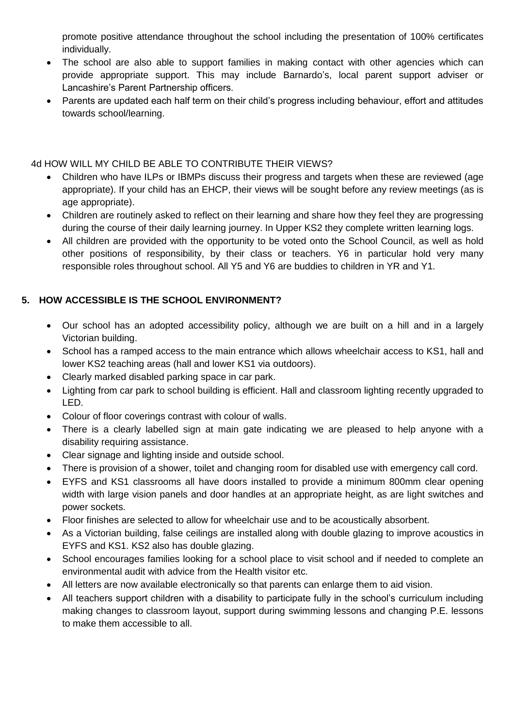promote positive attendance throughout the school including the presentation of 100% certificates individually.

- The school are also able to support families in making contact with other agencies which can provide appropriate support. This may include Barnardo's, local parent support adviser or Lancashire's Parent Partnership officers.
- Parents are updated each half term on their child's progress including behaviour, effort and attitudes towards school/learning.

### 4d HOW WILL MY CHILD BE ABLE TO CONTRIBUTE THEIR VIEWS?

- Children who have ILPs or IBMPs discuss their progress and targets when these are reviewed (age appropriate). If your child has an EHCP, their views will be sought before any review meetings (as is age appropriate).
- Children are routinely asked to reflect on their learning and share how they feel they are progressing during the course of their daily learning journey. In Upper KS2 they complete written learning logs.
- All children are provided with the opportunity to be voted onto the School Council, as well as hold other positions of responsibility, by their class or teachers. Y6 in particular hold very many responsible roles throughout school. All Y5 and Y6 are buddies to children in YR and Y1.

## 5. HOW ACCESSIBLE IS THE SCHOOL ENVIRONMENT?

- Our school has an adopted accessibility policy, although we are built on a hill and in a largely Victorian building.
- School has a ramped access to the main entrance which allows wheelchair access to KS1, hall and lower KS2 teaching areas (hall and lower KS1 via outdoors).
- Clearly marked disabled parking space in car park.
- Lighting from car park to school building is efficient. Hall and classroom lighting recently upgraded to LED.
- Colour of floor coverings contrast with colour of walls.
- There is a clearly labelled sign at main gate indicating we are pleased to help anyone with a disability requiring assistance.
- Clear signage and lighting inside and outside school.
- There is provision of a shower, toilet and changing room for disabled use with emergency call cord.
- EYFS and KS1 classrooms all have doors installed to provide a minimum 800mm clear opening width with large vision panels and door handles at an appropriate height, as are light switches and power sockets.
- Floor finishes are selected to allow for wheelchair use and to be acoustically absorbent.
- As a Victorian building, false ceilings are installed along with double glazing to improve acoustics in EYFS and KS1. KS2 also has double glazing.
- School encourages families looking for a school place to visit school and if needed to complete an environmental audit with advice from the Health visitor etc.
- All letters are now available electronically so that parents can enlarge them to aid vision.
- All teachers support children with a disability to participate fully in the school's curriculum including making changes to classroom layout, support during swimming lessons and changing P.E. lessons to make them accessible to all.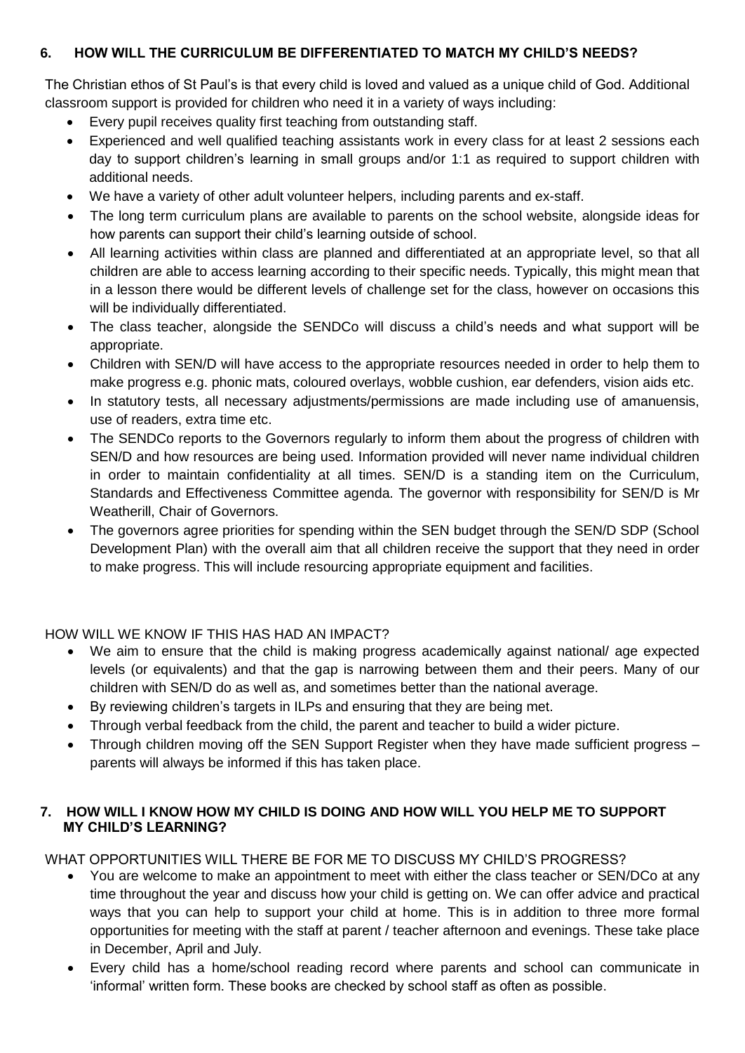## 6. HOW WILL THE CURRICULUM BE DIFFERENTIATED TO MATCH MY CHILD'S NEEDS?

The Christian ethos of St Paul's is that every child is loved and valued as a unique child of God. Additional classroom support is provided for children who need it in a variety of ways including:

- Every pupil receives quality first teaching from outstanding staff.
- Experienced and well qualified teaching assistants work in every class for at least 2 sessions each day to support children's learning in small groups and/or 1:1 as required to support children with additional needs.
- We have a variety of other adult volunteer helpers, including parents and ex-staff.
- The long term curriculum plans are available to parents on the school website, alongside ideas for how parents can support their child's learning outside of school.
- All learning activities within class are planned and differentiated at an appropriate level, so that all children are able to access learning according to their specific needs. Typically, this might mean that in a lesson there would be different levels of challenge set for the class, however on occasions this will be individually differentiated.
- The class teacher, alongside the SENDCo will discuss a child's needs and what support will be appropriate.
- Children with SEN/D will have access to the appropriate resources needed in order to help them to make progress e.g. phonic mats, coloured overlays, wobble cushion, ear defenders, vision aids etc.
- In statutory tests, all necessary adjustments/permissions are made including use of amanuensis, use of readers, extra time etc.
- The SENDCo reports to the Governors regularly to inform them about the progress of children with SEN/D and how resources are being used. Information provided will never name individual children in order to maintain confidentiality at all times. SEN/D is a standing item on the Curriculum, Standards and Effectiveness Committee agenda. The governor with responsibility for SEN/D is Mr Weatherill, Chair of Governors.
- The governors agree priorities for spending within the SEN budget through the SEN/D SDP (School Development Plan) with the overall aim that all children receive the support that they need in order to make progress. This will include resourcing appropriate equipment and facilities.

HOW WILL WE KNOW IF THIS HAS HAD AN IMPACT?

- We aim to ensure that the child is making progress academically against national/ age expected levels (or equivalents) and that the gap is narrowing between them and their peers. Many of our children with SEN/D do as well as, and sometimes better than the national average.
- By reviewing children's targets in ILPs and ensuring that they are being met.
- Through verbal feedback from the child, the parent and teacher to build a wider picture.
- Through children moving off the SEN Support Register when they have made sufficient progress – parents will always be informed if this has taken place.

## 7. HOW WILL I KNOW HOW MY CHILD IS DOING AND HOW WILL YOU HELP ME TO SUPPORT MY CHILD'S LEARNING?

WHAT OPPORTUNITIES WILL THERE BE FOR ME TO DISCUSS MY CHILD'S PROGRESS?

- You are welcome to make an appointment to meet with either the class teacher or SEN/DCo at any time throughout the year and discuss how your child is getting on. We can offer advice and practical ways that you can help to support your child at home. This is in addition to three more formal opportunities for meeting with the staff at parent / teacher afternoon and evenings. These take place in December, April and July.
- Every child has a home/school reading record where parents and school can communicate in 'informal' written form. These books are checked by school staff as often as possible.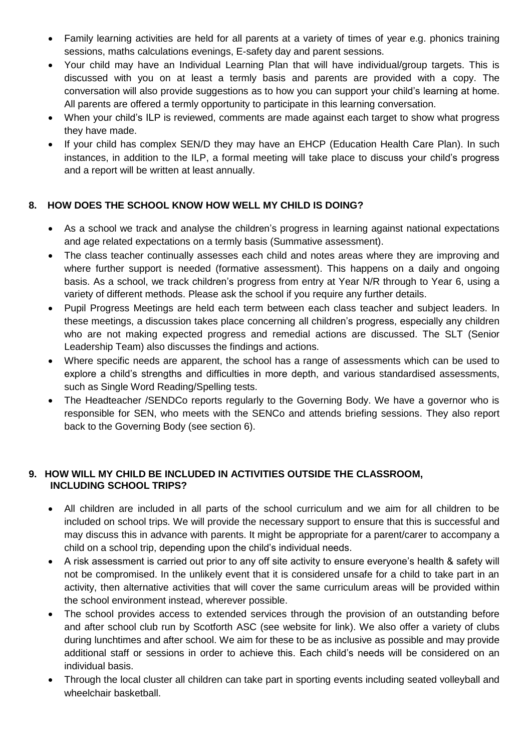- Family learning activities are held for all parents at a variety of times of year e.g. phonics training sessions, maths calculations evenings, E-safety day and parent sessions.
- Your child may have an Individual Learning Plan that will have individual/group targets. This is discussed with you on at least a termly basis and parents are provided with a copy. The conversation will also provide suggestions as to how you can support your child's learning at home. All parents are offered a termly opportunity to participate in this learning conversation.
- When your child's ILP is reviewed, comments are made against each target to show what progress they have made.
- If your child has complex SEN/D they may have an EHCP (Education Health Care Plan). In such instances, in addition to the ILP, a formal meeting will take place to discuss your child's progress and a report will be written at least annually.

## 8. HOW DOES THE SCHOOL KNOW HOW WELL MY CHILD IS DOING?

- As a school we track and analyse the children's progress in learning against national expectations and age related expectations on a termly basis (Summative assessment).
- The class teacher continually assesses each child and notes areas where they are improving and where further support is needed (formative assessment). This happens on a daily and ongoing basis. As a school, we track children's progress from entry at Year N/R through to Year 6, using a variety of different methods. Please ask the school if you require any further details.
- Pupil Progress Meetings are held each term between each class teacher and subject leaders. In these meetings, a discussion takes place concerning all children's progress, especially any children who are not making expected progress and remedial actions are discussed. The SLT (Senior Leadership Team) also discusses the findings and actions.
- Where specific needs are apparent, the school has a range of assessments which can be used to explore a child's strengths and difficulties in more depth, and various standardised assessments, such as Single Word Reading/Spelling tests.
- The Headteacher /SENDCo reports regularly to the Governing Body. We have a governor who is responsible for SEN, who meets with the SENCo and attends briefing sessions. They also report back to the Governing Body (see section 6).

## 9. HOW WILL MY CHILD BE INCLUDED IN ACTIVITIES OUTSIDE THE CLASSROOM, INCLUDING SCHOOL TRIPS?

- All children are included in all parts of the school curriculum and we aim for all children to be included on school trips. We will provide the necessary support to ensure that this is successful and may discuss this in advance with parents. It might be appropriate for a parent/carer to accompany a child on a school trip, depending upon the child's individual needs.
- A risk assessment is carried out prior to any off site activity to ensure everyone's health & safety will not be compromised. In the unlikely event that it is considered unsafe for a child to take part in an activity, then alternative activities that will cover the same curriculum areas will be provided within the school environment instead, wherever possible.
- The school provides access to extended services through the provision of an outstanding before and after school club run by Scotforth ASC (see website for link). We also offer a variety of clubs during lunchtimes and after school. We aim for these to be as inclusive as possible and may provide additional staff or sessions in order to achieve this. Each child's needs will be considered on an individual basis.
- Through the local cluster all children can take part in sporting events including seated volleyball and wheelchair basketball.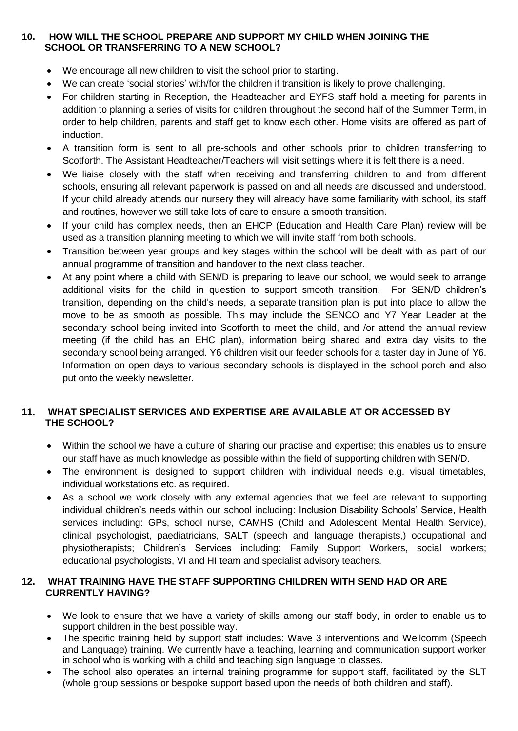## 10. HOW WILL THE SCHOOL PREPARE AND SUPPORT MY CHILD WHEN JOINING THE SCHOOL OR TRANSFERRING TO A NEW SCHOOL?

- We encourage all new children to visit the school prior to starting.
- We can create 'social stories' with/for the children if transition is likely to prove challenging.
- For children starting in Reception, the Headteacher and EYFS staff hold a meeting for parents in addition to planning a series of visits for children throughout the second half of the Summer Term, in order to help children, parents and staff get to know each other. Home visits are offered as part of induction.
- A transition form is sent to all pre-schools and other schools prior to children transferring to Scotforth. The Assistant Headteacher/Teachers will visit settings where it is felt there is a need.
- We liaise closely with the staff when receiving and transferring children to and from different schools, ensuring all relevant paperwork is passed on and all needs are discussed and understood. If your child already attends our nursery they will already have some familiarity with school, its staff and routines, however we still take lots of care to ensure a smooth transition.
- If your child has complex needs, then an EHCP (Education and Health Care Plan) review will be used as a transition planning meeting to which we will invite staff from both schools.
- Transition between year groups and key stages within the school will be dealt with as part of our annual programme of transition and handover to the next class teacher.
- At any point where a child with SEN/D is preparing to leave our school, we would seek to arrange additional visits for the child in question to support smooth transition. For SEN/D children's transition, depending on the child's needs, a separate transition plan is put into place to allow the move to be as smooth as possible. This may include the SENCO and Y7 Year Leader at the secondary school being invited into Scotforth to meet the child, and /or attend the annual review meeting (if the child has an EHC plan), information being shared and extra day visits to the secondary school being arranged. Y6 children visit our feeder schools for a taster day in June of Y6. Information on open days to various secondary schools is displayed in the school porch and also put onto the weekly newsletter.

## 11. WHAT SPECIALIST SERVICES AND EXPERTISE ARE AVAILABLE AT OR ACCESSED BY THE SCHOOL?

- Within the school we have a culture of sharing our practise and expertise; this enables us to ensure our staff have as much knowledge as possible within the field of supporting children with SEN/D.
- The environment is designed to support children with individual needs e.g. visual timetables, individual workstations etc. as required.
- As a school we work closely with any external agencies that we feel are relevant to supporting individual children's needs within our school including: Inclusion Disability Schools' Service, Health services including: GPs, school nurse, CAMHS (Child and Adolescent Mental Health Service), clinical psychologist, paediatricians, SALT (speech and language therapists,) occupational and physiotherapists; Children's Services including: Family Support Workers, social workers; educational psychologists, VI and HI team and specialist advisory teachers.

## 12. WHAT TRAINING HAVE THE STAFF SUPPORTING CHILDREN WITH SEND HAD OR ARE CURRENTLY HAVING?

- We look to ensure that we have a variety of skills among our staff body, in order to enable us to support children in the best possible way.
- The specific training held by support staff includes: Wave 3 interventions and Wellcomm (Speech and Language) training. We currently have a teaching, learning and communication support worker in school who is working with a child and teaching sign language to classes.
- The school also operates an internal training programme for support staff, facilitated by the SLT (whole group sessions or bespoke support based upon the needs of both children and staff).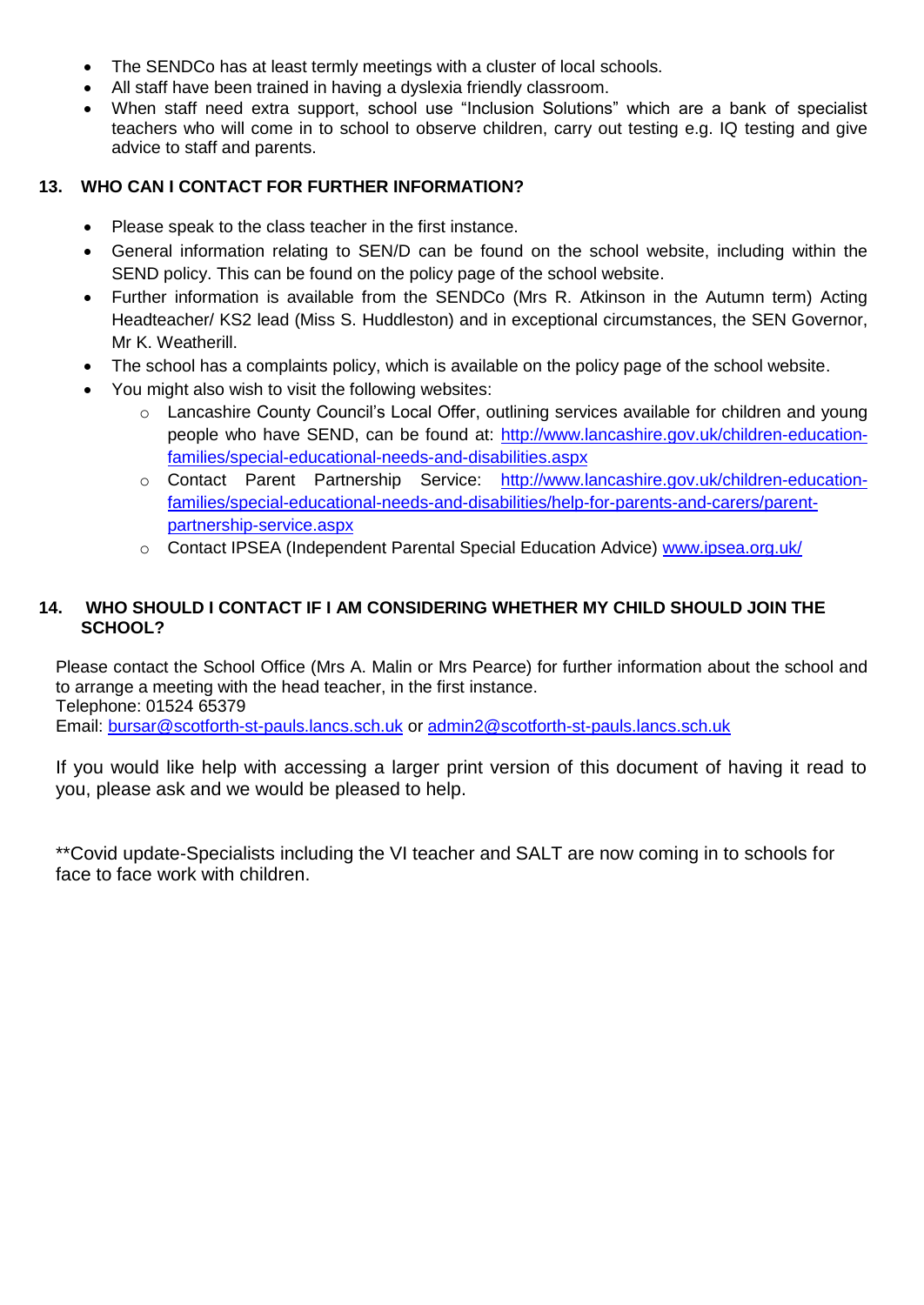- The SENDCo has at least termly meetings with a cluster of local schools.
- All staff have been trained in having a dyslexia friendly classroom.
- When staff need extra support, school use "Inclusion Solutions" which are a bank of specialist teachers who will come in to school to observe children, carry out testing e.g. IQ testing and give advice to staff and parents.

## 13. WHO CAN I CONTACT FOR FURTHER INFORMATION?

- Please speak to the class teacher in the first instance.
- General information relating to SEN/D can be found on the school website, including within the SEND policy. This can be found on the policy page of the school website.
- Further information is available from the SENDCo (Mrs R. Atkinson in the Autumn term) Acting Headteacher/ KS2 lead (Miss S. Huddleston) and in exceptional circumstances, the SEN Governor, Mr K. Weatherill.
- The school has a complaints policy, which is available on the policy page of the school website.
- You might also wish to visit the following websites:
  - Lancashire County Council's Local Offer, outlining services available for children and young people who have SEND, can be found at: http://www.lancashire.gov.uk/children-education-families/special-educational-needs-and-disabilities.aspx
  - Contact Parent Partnership Service: http://www.lancashire.gov.uk/children-education-families/special-educational-needs-and-disabilities/help-for-parents-and-carers/parent-partnership-service.aspx
  - Contact IPSEA (Independent Parental Special Education Advice) www.ipsea.org.uk/

## 14. WHO SHOULD I CONTACT IF I AM CONSIDERING WHETHER MY CHILD SHOULD JOIN THE SCHOOL?

Please contact the School Office (Mrs A. Malin or Mrs Pearce) for further information about the school and to arrange a meeting with the head teacher, in the first instance.
Telephone: 01524 65379
Email: bursar@scotforth-st-pauls.lancs.sch.uk or admin2@scotforth-st-pauls.lancs.sch.uk

If you would like help with accessing a larger print version of this document of having it read to you, please ask and we would be pleased to help.

**Covid update-Specialists including the VI teacher and SALT are now coming in to schools for face to face work with children.